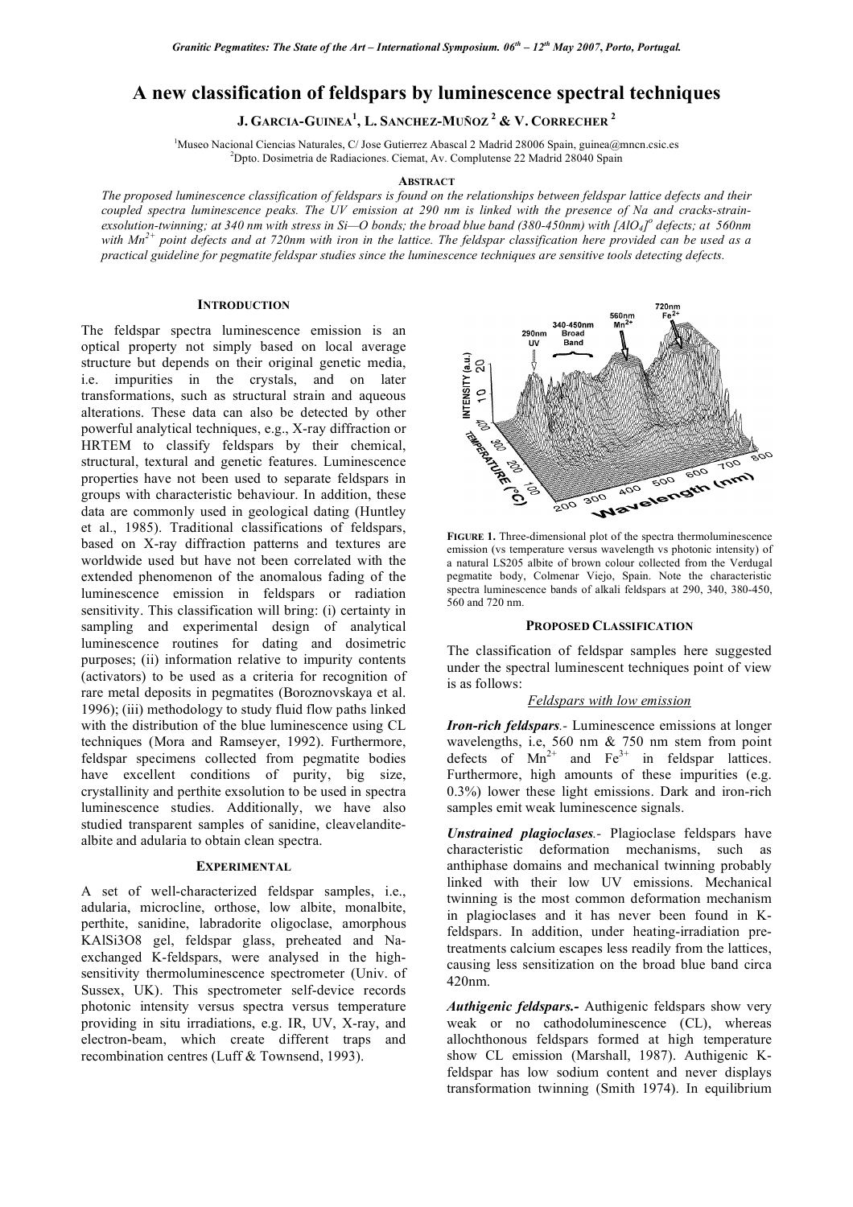# A new classification of feldspars by luminescence spectral techniques

**J. GARCIA-GUINEA[1], L. SANCHEZ-MUÑOZ[2] & V. CORRECHER[2]**

[1]Museo Nacional Ciencias Naturales, C/ Jose Gutierrez Abascal 2 Madrid 28006 Spain, guinea@mncn.csic.es
[2]Dpto. Dosimetria de Radiaciones. Ciemat, Av. Complutense 22 Madrid 28040 Spain

## ABSTRACT

*The proposed luminescence classification of feldspars is found on the relationships between feldspar lattice defects and their coupled spectra luminescence peaks. The UV emission at 290 nm is linked with the presence of Na and cracks-strain-exsolution-twinning; at 340 nm with stress in Si—O bonds; the broad blue band (380-450nm) with $[AlO_4]^o$ defects; at 560nm with $Mn^{2+}$ point defects and at 720nm with iron in the lattice. The feldspar classification here provided can be used as a practical guideline for pegmatite feldspar studies since the luminescence techniques are sensitive tools detecting defects.*

## INTRODUCTION

The feldspar spectra luminescence emission is an optical property not simply based on local average structure but depends on their original genetic media, i.e. impurities in the crystals, and on later transformations, such as structural strain and aqueous alterations. These data can also be detected by other powerful analytical techniques, e.g., X-ray diffraction or HRTEM to classify feldspars by their chemical, structural, textural and genetic features. Luminescence properties have not been used to separate feldspars in groups with characteristic behaviour. In addition, these data are commonly used in geological dating (Huntley et al., 1985). Traditional classifications of feldspars, based on X-ray diffraction patterns and textures are worldwide used but have not been correlated with the extended phenomenon of the anomalous fading of the luminescence emission in feldspars or radiation sensitivity. This classification will bring: (i) certainty in sampling and experimental design of analytical luminescence routines for dating and dosimetric purposes; (ii) information relative to impurity contents (activators) to be used as a criteria for recognition of rare metal deposits in pegmatites (Boroznovskaya et al. 1996); (iii) methodology to study fluid flow paths linked with the distribution of the blue luminescence using CL techniques (Mora and Ramseyer, 1992). Furthermore, feldspar specimens collected from pegmatite bodies have excellent conditions of purity, big size, crystallinity and perthite exsolution to be used in spectra luminescence studies. Additionally, we have also studied transparent samples of sanidine, cleavelandite-albite and adularia to obtain clean spectra.

## EXPERIMENTAL

A set of well-characterized feldspar samples, i.e., adularia, microcline, orthose, low albite, monalbite, perthite, sanidine, labradorite oligoclase, amorphous $KAlSi_3O_8$ gel, feldspar glass, preheated and Na-exchanged K-feldspars, were analysed in the high-sensitivity thermoluminescence spectrometer (Univ. of Sussex, UK). This spectrometer self-device records photonic intensity versus spectra versus temperature providing in situ irradiations, e.g. IR, UV, X-ray, and electron-beam, which create different traps and recombination centres (Luff & Townsend, 1993).

**FIGURE 1.** Three-dimensional plot of the spectra thermoluminescence emission (vs temperature versus wavelength vs photonic intensity) of a natural LS205 albite of brown colour collected from the Verdugal pegmatite body, Colmenar Viejo, Spain. Note the characteristic spectra luminescence bands of alkali feldspars at 290, 340, 380-450, 560 and 720 nm.

## PROPOSED CLASSIFICATION

The classification of feldspar samples here suggested under the spectral luminescent techniques point of view is as follows:

### Feldspars with low emission

***Iron-rich feldspars***.- Luminescence emissions at longer wavelengths, i.e, 560 nm & 750 nm stem from point defects of $Mn^{2+}$ and $Fe^{3+}$ in feldspar lattices. Furthermore, high amounts of these impurities (e.g. 0.3%) lower these light emissions. Dark and iron-rich samples emit weak luminescence signals.

***Unstrained plagioclases***.- Plagioclase feldspars have characteristic deformation mechanisms, such as antiphase domains and mechanical twinning probably linked with their low UV emissions. Mechanical twinning is the most common deformation mechanism in plagioclases and it has never been found in K-feldspars. In addition, under heating-irradiation pre-treatments calcium escapes less readily from the lattices, causing less sensitization on the broad blue band circa 420nm.

***Authigenic feldspars.-*** Authigenic feldspars show very weak or no cathodoluminescence (CL), whereas allochthonous feldspars formed at high temperature show CL emission (Marshall, 1987). Authigenic K-feldspar has low sodium content and never displays transformation twinning (Smith 1974). In equilibrium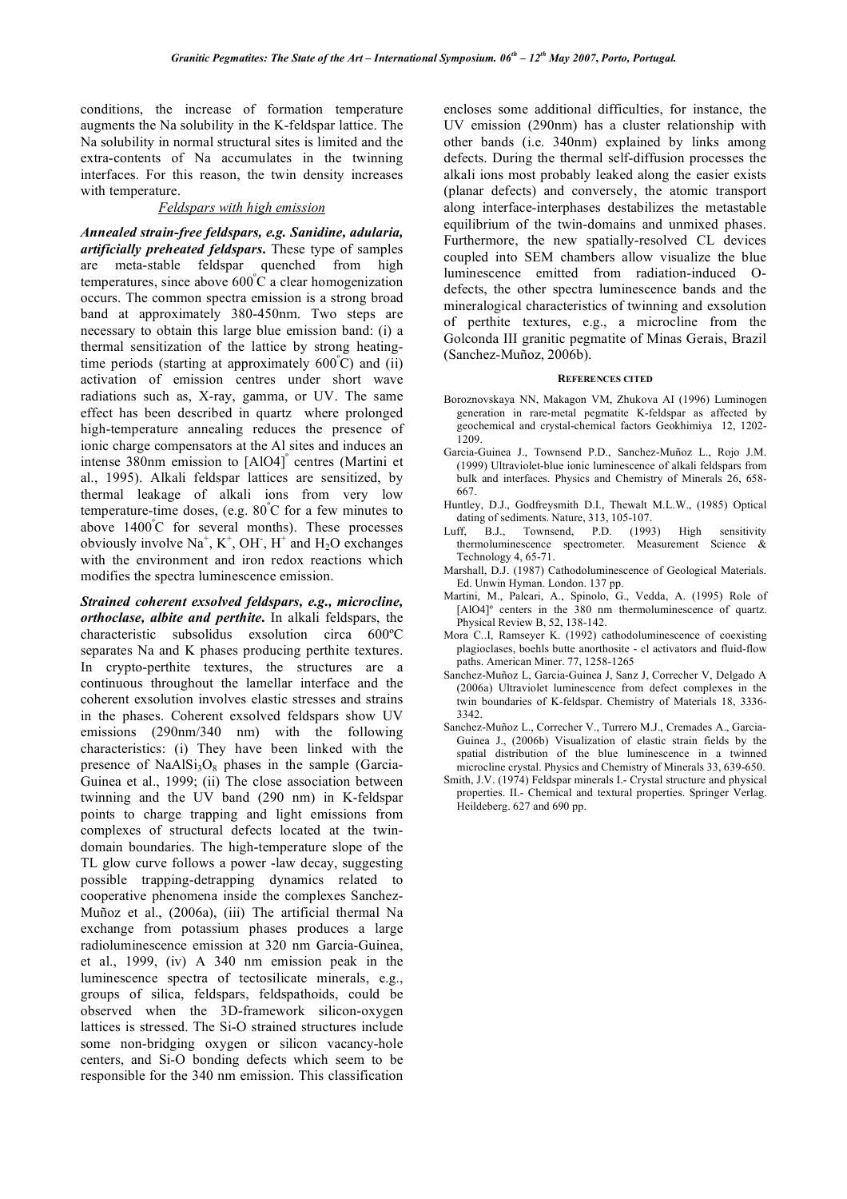conditions, the increase of formation temperature augments the Na solubility in the K-feldspar lattice. The Na solubility in normal structural sites is limited and the extra-contents of Na accumulates in the twinning interfaces. For this reason, the twin density increases with temperature.

### *Feldspars with high emission*

***Annealed strain-free feldspars, e.g. Sanidine, adularia, artificially preheated feldspars.*** These type of samples are meta-stable feldspar quenched from high temperatures, since above 600°C a clear homogenization occurs. The common spectra emission is a strong broad band at approximately 380-450nm. Two steps are necessary to obtain this large blue emission band: (i) a thermal sensitization of the lattice by strong heating-time periods (starting at approximately 600°C) and (ii) activation of emission centres under short wave radiations such as, X-ray, gamma, or UV. The same effect has been described in quartz where prolonged high-temperature annealing reduces the presence of ionic charge compensators at the Al sites and induces an intense 380nm emission to $[AlO4]^{\circ}$ centres (Martini et al., 1995). Alkali feldspar lattices are sensitized, by thermal leakage of alkali ions from very low temperature-time doses, (e.g. 80°C for a few minutes to above 1400°C for several months). These processes obviously involve $Na^{+}$, $K^{+}$, $OH^{-}$, $H^{+}$ and $H_2O$ exchanges with the environment and iron redox reactions which modifies the spectra luminescence emission.

***Strained coherent exsolved feldspars, e.g., microcline, orthoclase, albite and perthite.*** In alkali feldspars, the characteristic subsolidus exsolution circa 600ºC separates Na and K phases producing perthite textures. In crypto-perthite textures, the structures are a continuous throughout the lamellar interface and the coherent exsolution involves elastic stresses and strains in the phases. Coherent exsolved feldspars show UV emissions (290nm/340 nm) with the following characteristics: (i) They have been linked with the presence of $NaAlSi_3O_8$ phases in the sample (Garcia-Guinea et al., 1999; (ii) The close association between twinning and the UV band (290 nm) in K-feldspar points to charge trapping and light emissions from complexes of structural defects located at the twin-domain boundaries. The high-temperature slope of the TL glow curve follows a power -law decay, suggesting possible trapping-detrapping dynamics related to cooperative phenomena inside the complexes Sanchez-Muñoz et al., (2006a), (iii) The artificial thermal Na exchange from potassium phases produces a large radioluminescence emission at 320 nm Garcia-Guinea, et al., 1999, (iv) A 340 nm emission peak in the luminescence spectra of tectosilicate minerals, e.g., groups of silica, feldspars, feldspathoids, could be observed when the 3D-framework silicon-oxygen lattices is stressed. The Si-O strained structures include some non-bridging oxygen or silicon vacancy-hole centers, and Si-O bonding defects which seem to be responsible for the 340 nm emission. This classification encloses some additional difficulties, for instance, the UV emission (290nm) has a cluster relationship with other bands (i.e. 340nm) explained by links among defects. During the thermal self-diffusion processes the alkali ions most probably leaked along the easier exists (planar defects) and conversely, the atomic transport along interface-interphases destabilizes the metastable equilibrium of the twin-domains and unmixed phases. Furthermore, the new spatially-resolved CL devices coupled into SEM chambers allow visualize the blue luminescence emitted from radiation-induced O-defects, the other spectra luminescence bands and the mineralogical characteristics of twinning and exsolution of perthite textures, e.g., a microcline from the Golconda III granitic pegmatite of Minas Gerais, Brazil (Sanchez-Muñoz, 2006b).

## REFERENCES CITED

Boroznovskaya NN, Makagon VM, Zhukova AI (1996) Luminogen generation in rare-metal pegmatite K-feldspar as affected by geochemical and crystal-chemical factors Geokhimiya 12, 1202-1209.

Garcia-Guinea J., Townsend P.D., Sanchez-Muñoz L., Rojo J.M. (1999) Ultraviolet-blue ionic luminescence of alkali feldspars from bulk and interfaces. Physics and Chemistry of Minerals 26, 658-667.

Huntley, D.J., Godfreysmith D.I., Thewalt M.L.W., (1985) Optical dating of sediments. Nature, 313, 105-107.

Luff, B.J., Townsend, P.D. (1993) High sensitivity thermoluminescence spectrometer. Measurement Science & Technology 4, 65-71.

Marshall, D.J. (1987) Cathodoluminescence of Geological Materials. Ed. Unwin Hyman. London. 137 pp.

Martini, M., Paleari, A., Spinolo, G., Vedda, A. (1995) Role of [AlO4]º centers in the 380 nm thermoluminescence of quartz. Physical Review B, 52, 138-142.

Mora C..I, Ramseyer K. (1992) cathodoluminescence of coexisting plagioclases, boehls butte anorthosite - cl activators and fluid-flow paths. American Miner. 77, 1258-1265

Sanchez-Muñoz L., Garcia-Guinea J, Sanz J, Correcher V, Delgado A (2006a) Ultraviolet luminescence from defect complexes in the twin boundaries of K-feldspar. Chemistry of Materials 18, 3336-3342.

Sanchez-Muñoz L., Correcher V., Turrero M.J., Cremades A., Garcia-Guinea J., (2006b) Visualization of elastic strain fields by the spatial distribution of the blue luminescence in a twinned microcline crystal. Physics and Chemistry of Minerals 33, 639-650.

Smith, J.V. (1974) Feldspar minerals I.- Crystal structure and physical properties. II.- Chemical and textural properties. Springer Verlag. Heildeberg. 627 and 690 pp.